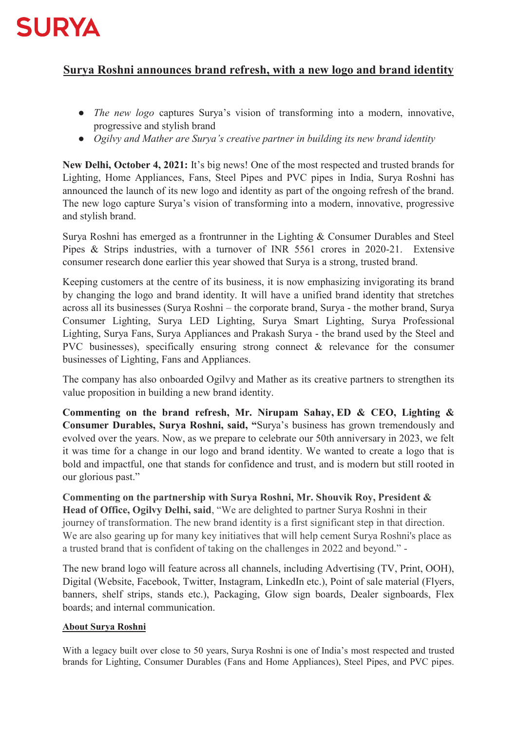SURYA

# Surya Roshni announces brand refresh, with a new logo and brand identity

- *The new logo* captures Surya's vision of transforming into a modern, innovative, progressive and stylish brand
- *Ogilvy and Mather are Surya's creative partner in building its new brand identity*

**New Delhi, October 4, 2021:** It's big news! One of the most respected and trusted brands for Lighting, Home Appliances, Fans, Steel Pipes and PVC pipes in India, Surya Roshni has announced the launch of its new logo and identity as part of the ongoing refresh of the brand. The new logo capture Surya's vision of transforming into a modern, innovative, progressive and stylish brand.

Surya Roshni has emerged as a frontrunner in the Lighting & Consumer Durables and Steel Pipes & Strips industries, with a turnover of INR 5561 crores in 2020-21. Extensive consumer research done earlier this year showed that Surya is a strong, trusted brand.

Keeping customers at the centre of its business, it is now emphasizing invigorating its brand by changing the logo and brand identity. It will have a unified brand identity that stretches across all its businesses (Surya Roshni – the corporate brand, Surya - the mother brand, Surya Consumer Lighting, Surya LED Lighting, Surya Smart Lighting, Surya Professional Lighting, Surya Fans, Surya Appliances and Prakash Surya - the brand used by the Steel and PVC businesses), specifically ensuring strong connect & relevance for the consumer businesses of Lighting, Fans and Appliances.

The company has also onboarded Ogilvy and Mather as its creative partners to strengthen its value proposition in building a new brand identity.

**Commenting on the brand refresh, Mr. Nirupam Sahay, ED & CEO, Lighting & Consumer Durables, Surya Roshni, said, "**Surya's business has grown tremendously and evolved over the years. Now, as we prepare to celebrate our 50th anniversary in 2023, we felt it was time for a change in our logo and brand identity. We wanted to create a logo that is bold and impactful, one that stands for confidence and trust, and is modern but still rooted in our glorious past."

**Commenting on the partnership with Surya Roshni, Mr. Shouvik Roy, President & Head of Office, Ogilvy Delhi, said**, "We are delighted to partner Surya Roshni in their journey of transformation. The new brand identity is a first significant step in that direction. We are also gearing up for many key initiatives that will help cement Surya Roshni's place as a trusted brand that is confident of taking on the challenges in 2022 and beyond." -

The new brand logo will feature across all channels, including Advertising (TV, Print, OOH), Digital (Website, Facebook, Twitter, Instagram, LinkedIn etc.), Point of sale material (Flyers, banners, shelf strips, stands etc.), Packaging, Glow sign boards, Dealer signboards, Flex boards; and internal communication.

## About Surya Roshni

With a legacy built over close to 50 years, Surya Roshni is one of India's most respected and trusted brands for Lighting, Consumer Durables (Fans and Home Appliances), Steel Pipes, and PVC pipes.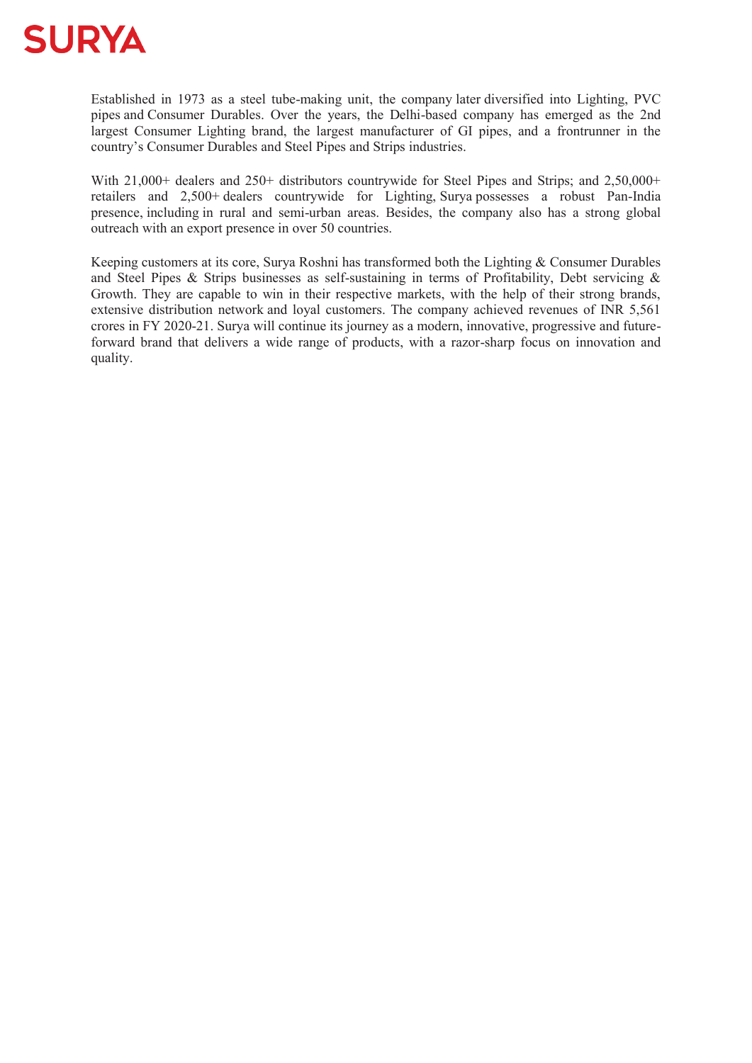Established in 1973 as a steel tube-making unit, the company later diversified into Lighting, PVC pipes and Consumer Durables. Over the years, the Delhi-based company has emerged as the 2nd largest Consumer Lighting brand, the largest manufacturer of GI pipes, and a frontrunner in the country's Consumer Durables and Steel Pipes and Strips industries.

With 21,000+ dealers and 250+ distributors countrywide for Steel Pipes and Strips; and 2,50,000+ retailers and 2,500+ dealers countrywide for Lighting, Surya possesses a robust Pan-India presence, including in rural and semi-urban areas. Besides, the company also has a strong global outreach with an export presence in over 50 countries.

Keeping customers at its core, Surya Roshni has transformed both the Lighting & Consumer Durables and Steel Pipes & Strips businesses as self-sustaining in terms of Profitability, Debt servicing & Growth. They are capable to win in their respective markets, with the help of their strong brands, extensive distribution network and loyal customers. The company achieved revenues of INR 5,561 crores in FY 2020-21. Surya will continue its journey as a modern, innovative, progressive and future-forward brand that delivers a wide range of products, with a razor-sharp focus on innovation and quality.